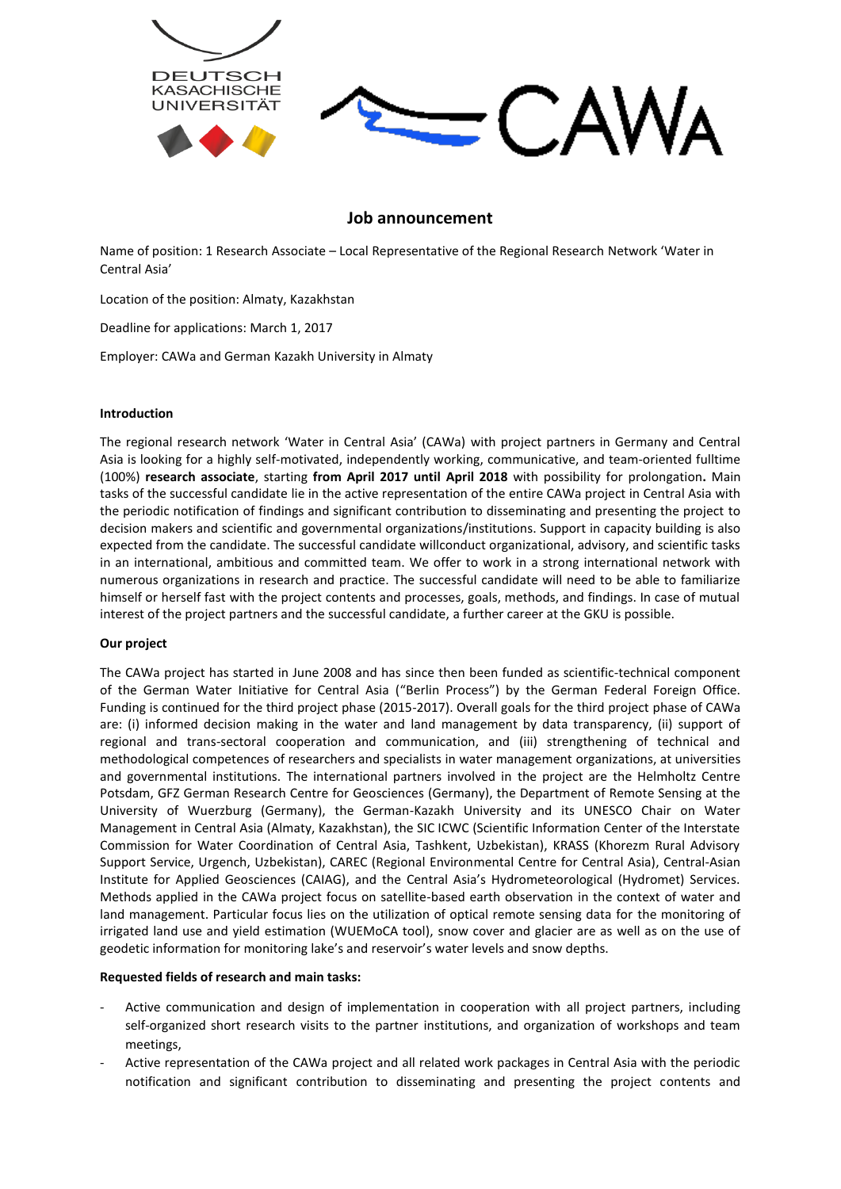DEUTSCH KASACHISCHE UNIVERSITÄT

CAWA

# Job announcement

Name of position: 1 Research Associate – Local Representative of the Regional Research Network 'Water in Central Asia'

Location of the position: Almaty, Kazakhstan

Deadline for applications: March 1, 2017

Employer: CAWa and German Kazakh University in Almaty

**Introduction**

The regional research network 'Water in Central Asia' (CAWa) with project partners in Germany and Central Asia is looking for a highly self-motivated, independently working, communicative, and team-oriented fulltime (100%) **research associate**, starting **from April 2017 until April 2018** with possibility for prolongation**.** Main tasks of the successful candidate lie in the active representation of the entire CAWa project in Central Asia with the periodic notification of findings and significant contribution to disseminating and presenting the project to decision makers and scientific and governmental organizations/institutions. Support in capacity building is also expected from the candidate. The successful candidate willconduct organizational, advisory, and scientific tasks in an international, ambitious and committed team. We offer to work in a strong international network with numerous organizations in research and practice. The successful candidate will need to be able to familiarize himself or herself fast with the project contents and processes, goals, methods, and findings. In case of mutual interest of the project partners and the successful candidate, a further career at the GKU is possible.

**Our project**

The CAWa project has started in June 2008 and has since then been funded as scientific-technical component of the German Water Initiative for Central Asia ("Berlin Process") by the German Federal Foreign Office. Funding is continued for the third project phase (2015-2017). Overall goals for the third project phase of CAWa are: (i) informed decision making in the water and land management by data transparency, (ii) support of regional and trans-sectoral cooperation and communication, and (iii) strengthening of technical and methodological competences of researchers and specialists in water management organizations, at universities and governmental institutions. The international partners involved in the project are the Helmholtz Centre Potsdam, GFZ German Research Centre for Geosciences (Germany), the Department of Remote Sensing at the University of Wuerzburg (Germany), the German-Kazakh University and its UNESCO Chair on Water Management in Central Asia (Almaty, Kazakhstan), the SIC ICWC (Scientific Information Center of the Interstate Commission for Water Coordination of Central Asia, Tashkent, Uzbekistan), KRASS (Khorezm Rural Advisory Support Service, Urgench, Uzbekistan), CAREC (Regional Environmental Centre for Central Asia), Central-Asian Institute for Applied Geosciences (CAIAG), and the Central Asia's Hydrometeorological (Hydromet) Services. Methods applied in the CAWa project focus on satellite-based earth observation in the context of water and land management. Particular focus lies on the utilization of optical remote sensing data for the monitoring of irrigated land use and yield estimation (WUEMoCA tool), snow cover and glacier are as well as on the use of geodetic information for monitoring lake's and reservoir's water levels and snow depths.

**Requested fields of research and main tasks:**

- Active communication and design of implementation in cooperation with all project partners, including self-organized short research visits to the partner institutions, and organization of workshops and team meetings,
- Active representation of the CAWa project and all related work packages in Central Asia with the periodic notification and significant contribution to disseminating and presenting the project contents and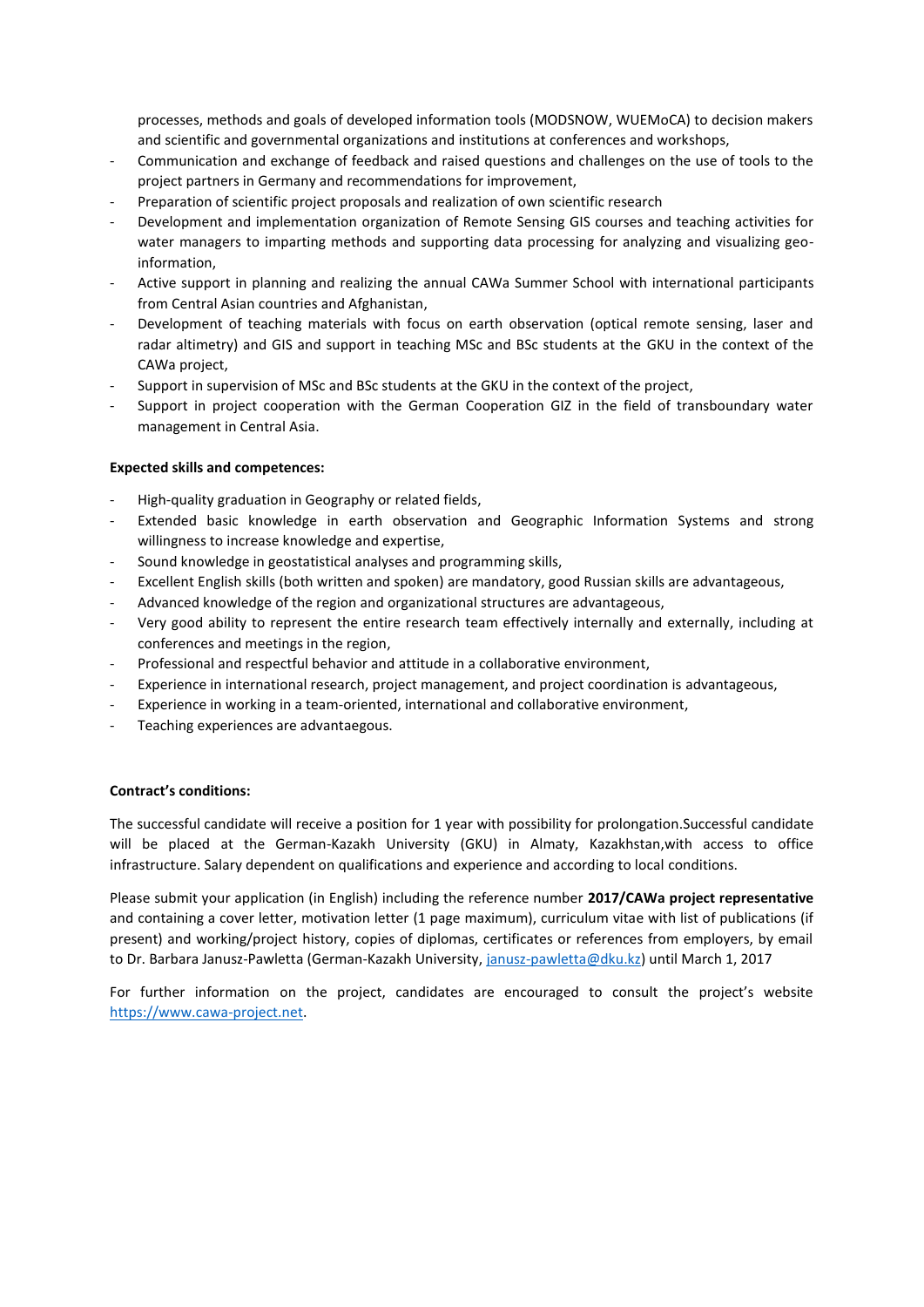processes, methods and goals of developed information tools (MODSNOW, WUEMoCA) to decision makers and scientific and governmental organizations and institutions at conferences and workshops,

- Communication and exchange of feedback and raised questions and challenges on the use of tools to the project partners in Germany and recommendations for improvement,
- Preparation of scientific project proposals and realization of own scientific research
- Development and implementation organization of Remote Sensing GIS courses and teaching activities for water managers to imparting methods and supporting data processing for analyzing and visualizing geo-information,
- Active support in planning and realizing the annual CAWa Summer School with international participants from Central Asian countries and Afghanistan,
- Development of teaching materials with focus on earth observation (optical remote sensing, laser and radar altimetry) and GIS and support in teaching MSc and BSc students at the GKU in the context of the CAWa project,
- Support in supervision of MSc and BSc students at the GKU in the context of the project,
- Support in project cooperation with the German Cooperation GIZ in the field of transboundary water management in Central Asia.

**Expected skills and competences:**

- High-quality graduation in Geography or related fields,
- Extended basic knowledge in earth observation and Geographic Information Systems and strong willingness to increase knowledge and expertise,
- Sound knowledge in geostatistical analyses and programming skills,
- Excellent English skills (both written and spoken) are mandatory, good Russian skills are advantageous,
- Advanced knowledge of the region and organizational structures are advantageous,
- Very good ability to represent the entire research team effectively internally and externally, including at conferences and meetings in the region,
- Professional and respectful behavior and attitude in a collaborative environment,
- Experience in international research, project management, and project coordination is advantageous,
- Experience in working in a team-oriented, international and collaborative environment,
- Teaching experiences are advantageous.

**Contract's conditions:**

The successful candidate will receive a position for 1 year with possibility for prolongation.Successful candidate will be placed at the German-Kazakh University (GKU) in Almaty, Kazakhstan,with access to office infrastructure. Salary dependent on qualifications and experience and according to local conditions.

Please submit your application (in English) including the reference number **2017/CAWa project representative** and containing a cover letter, motivation letter (1 page maximum), curriculum vitae with list of publications (if present) and working/project history, copies of diplomas, certificates or references from employers, by email to Dr. Barbara Janusz-Pawletta (German-Kazakh University, janusz-pawletta@dku.kz) until March 1, 2017

For further information on the project, candidates are encouraged to consult the project's website https://www.cawa-project.net.